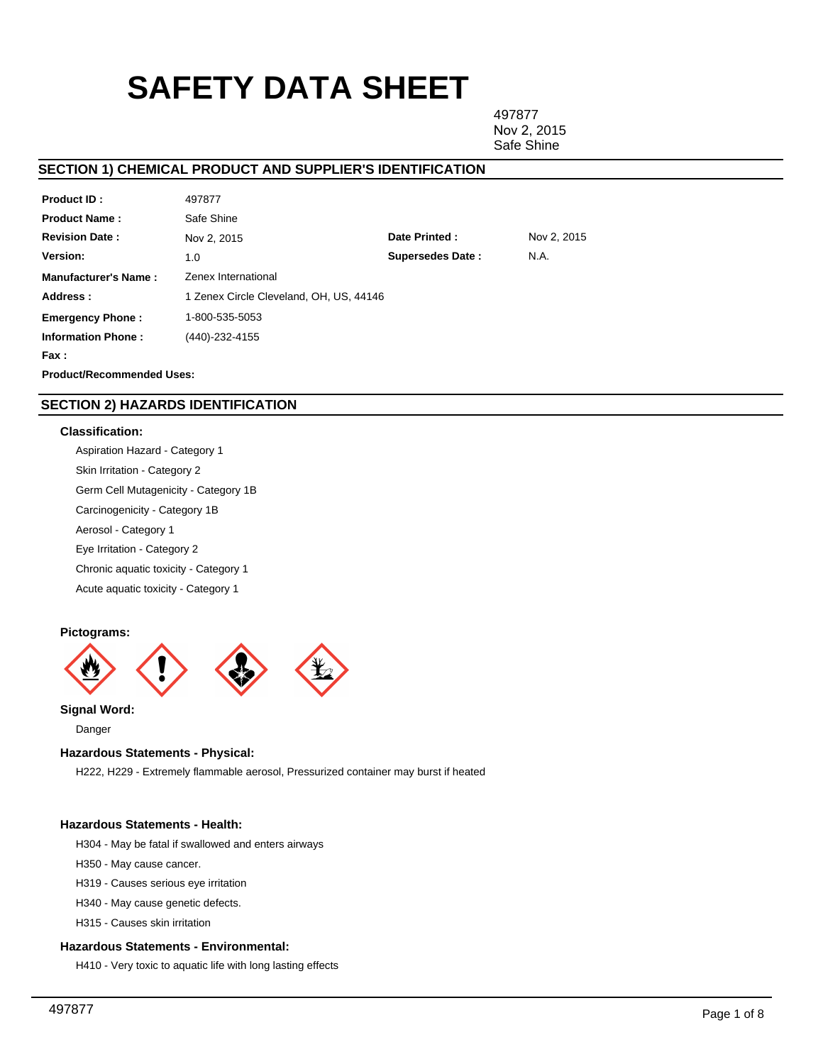# SAFETY DATA SHEET

497877
Nov 2, 2015
Safe Shine

## SECTION 1) CHEMICAL PRODUCT AND SUPPLIER'S IDENTIFICATION

| | | | |
|---|---|---|---|
| **Product ID :** | 497877 | | |
| **Product Name :** | Safe Shine | | |
| **Revision Date :** | Nov 2, 2015 | **Date Printed :** | Nov 2, 2015 |
| **Version:** | 1.0 | **Supersedes Date :** | N.A. |
| **Manufacturer's Name :** | Zenex International | | |
| **Address :** | 1 Zenex Circle Cleveland, OH, US, 44146 | | |
| **Emergency Phone :** | 1-800-535-5053 | | |
| **Information Phone :** | (440)-232-4155 | | |
| **Fax :** | | | |
| **Product/Recommended Uses:** | | | |

## SECTION 2) HAZARDS IDENTIFICATION

### Classification:

Aspiration Hazard - Category 1

Skin Irritation - Category 2

Germ Cell Mutagenicity - Category 1B

Carcinogenicity - Category 1B

Aerosol - Category 1

Eye Irritation - Category 2

Chronic aquatic toxicity - Category 1

Acute aquatic toxicity - Category 1

### Pictograms:

### Signal Word:

Danger

### Hazardous Statements - Physical:

H222, H229 - Extremely flammable aerosol, Pressurized container may burst if heated

### Hazardous Statements - Health:

H304 - May be fatal if swallowed and enters airways

H350 - May cause cancer.

H319 - Causes serious eye irritation

H340 - May cause genetic defects.

H315 - Causes skin irritation

### Hazardous Statements - Environmental:

H410 - Very toxic to aquatic life with long lasting effects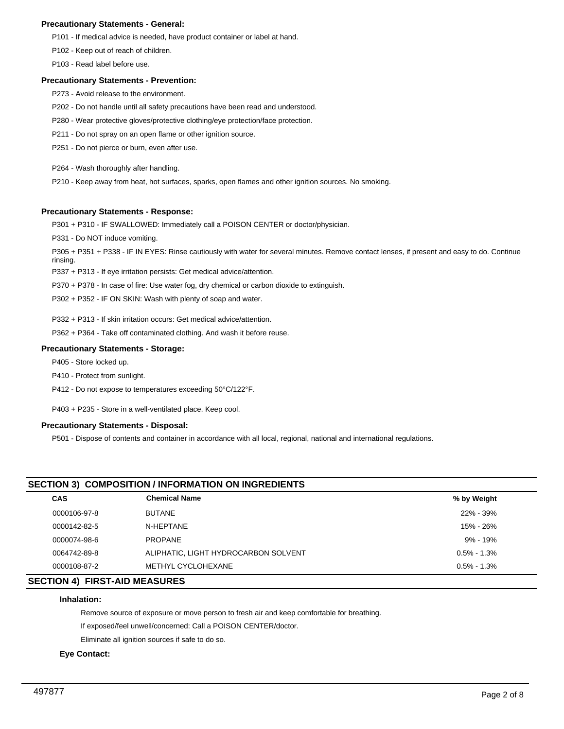### Precautionary Statements - General:

P101 - If medical advice is needed, have product container or label at hand.

P102 - Keep out of reach of children.

P103 - Read label before use.

### Precautionary Statements - Prevention:

P273 - Avoid release to the environment.

P202 - Do not handle until all safety precautions have been read and understood.

P280 - Wear protective gloves/protective clothing/eye protection/face protection.

P211 - Do not spray on an open flame or other ignition source.

P251 - Do not pierce or burn, even after use.

P264 - Wash thoroughly after handling.

P210 - Keep away from heat, hot surfaces, sparks, open flames and other ignition sources. No smoking.

### Precautionary Statements - Response:

P301 + P310 - IF SWALLOWED: Immediately call a POISON CENTER or doctor/physician.

P331 - Do NOT induce vomiting.

P305 + P351 + P338 - IF IN EYES: Rinse cautiously with water for several minutes. Remove contact lenses, if present and easy to do. Continue rinsing.

P337 + P313 - If eye irritation persists: Get medical advice/attention.

P370 + P378 - In case of fire: Use water fog, dry chemical or carbon dioxide to extinguish.

P302 + P352 - IF ON SKIN: Wash with plenty of soap and water.

P332 + P313 - If skin irritation occurs: Get medical advice/attention.

P362 + P364 - Take off contaminated clothing. And wash it before reuse.

### Precautionary Statements - Storage:

P405 - Store locked up.

P410 - Protect from sunlight.

P412 - Do not expose to temperatures exceeding 50°C/122°F.

P403 + P235 - Store in a well-ventilated place. Keep cool.

### Precautionary Statements - Disposal:

P501 - Dispose of contents and container in accordance with all local, regional, national and international regulations.

## SECTION 3) COMPOSITION / INFORMATION ON INGREDIENTS

| CAS | Chemical Name | % by Weight |
|---|---|---|
| 0000106-97-8 | BUTANE | 22% - 39% |
| 0000142-82-5 | N-HEPTANE | 15% - 26% |
| 0000074-98-6 | PROPANE | 9% - 19% |
| 0064742-89-8 | ALIPHATIC, LIGHT HYDROCARBON SOLVENT | 0.5% - 1.3% |
| 0000108-87-2 | METHYL CYCLOHEXANE | 0.5% - 1.3% |

## SECTION 4) FIRST-AID MEASURES

### Inhalation:

Remove source of exposure or move person to fresh air and keep comfortable for breathing.

If exposed/feel unwell/concerned: Call a POISON CENTER/doctor.

Eliminate all ignition sources if safe to do so.

### Eye Contact:

497877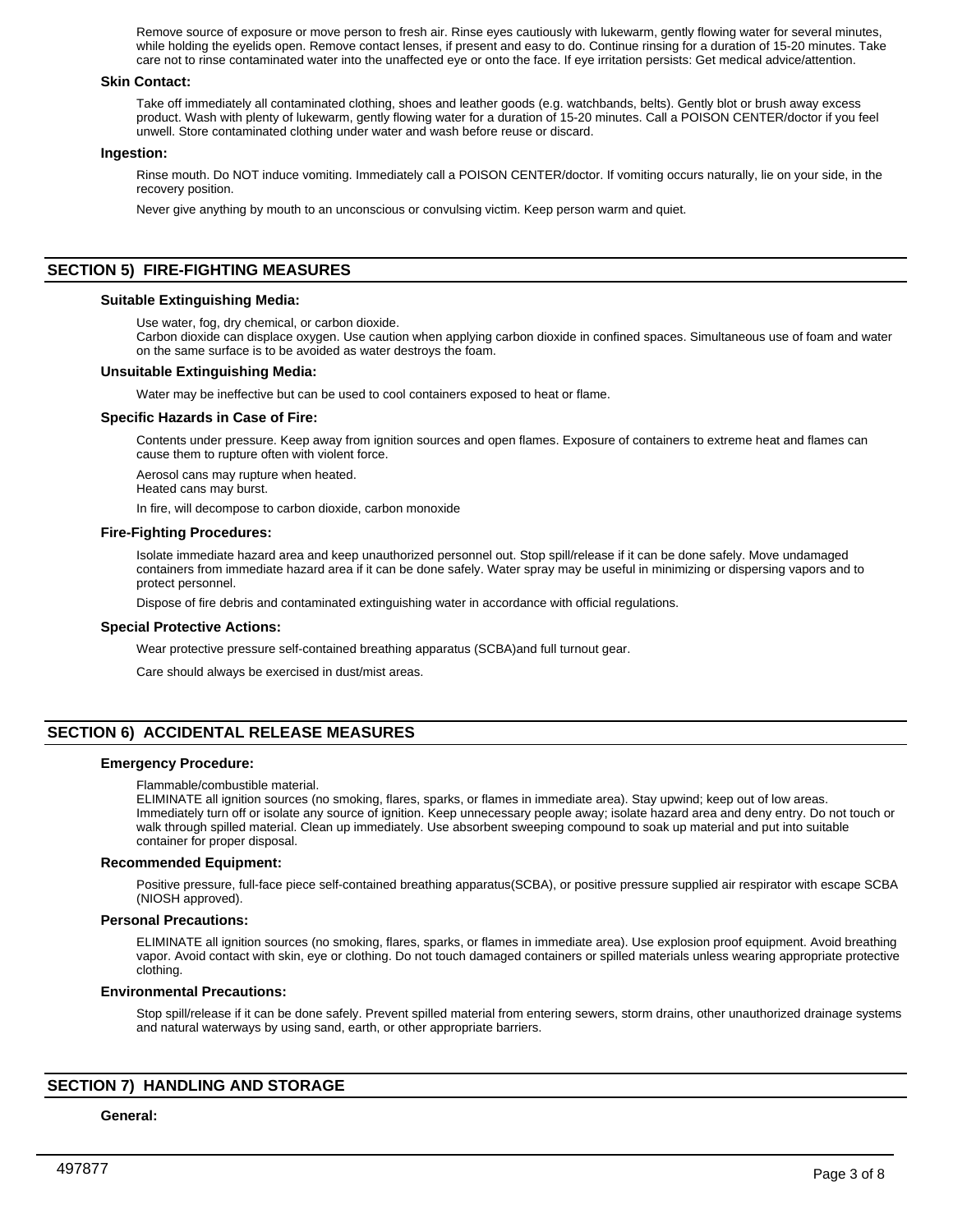Remove source of exposure or move person to fresh air. Rinse eyes cautiously with lukewarm, gently flowing water for several minutes, while holding the eyelids open. Remove contact lenses, if present and easy to do. Continue rinsing for a duration of 15-20 minutes. Take care not to rinse contaminated water into the unaffected eye or onto the face. If eye irritation persists: Get medical advice/attention.

**Skin Contact:**

Take off immediately all contaminated clothing, shoes and leather goods (e.g. watchbands, belts). Gently blot or brush away excess product. Wash with plenty of lukewarm, gently flowing water for a duration of 15-20 minutes. Call a POISON CENTER/doctor if you feel unwell. Store contaminated clothing under water and wash before reuse or discard.

**Ingestion:**

Rinse mouth. Do NOT induce vomiting. Immediately call a POISON CENTER/doctor. If vomiting occurs naturally, lie on your side, in the recovery position.

Never give anything by mouth to an unconscious or convulsing victim. Keep person warm and quiet.

## SECTION 5) FIRE-FIGHTING MEASURES

**Suitable Extinguishing Media:**

Use water, fog, dry chemical, or carbon dioxide.
Carbon dioxide can displace oxygen. Use caution when applying carbon dioxide in confined spaces. Simultaneous use of foam and water on the same surface is to be avoided as water destroys the foam.

**Unsuitable Extinguishing Media:**

Water may be ineffective but can be used to cool containers exposed to heat or flame.

**Specific Hazards in Case of Fire:**

Contents under pressure. Keep away from ignition sources and open flames. Exposure of containers to extreme heat and flames can cause them to rupture often with violent force.

Aerosol cans may rupture when heated.
Heated cans may burst.

In fire, will decompose to carbon dioxide, carbon monoxide

**Fire-Fighting Procedures:**

Isolate immediate hazard area and keep unauthorized personnel out. Stop spill/release if it can be done safely. Move undamaged containers from immediate hazard area if it can be done safely. Water spray may be useful in minimizing or dispersing vapors and to protect personnel.

Dispose of fire debris and contaminated extinguishing water in accordance with official regulations.

**Special Protective Actions:**

Wear protective pressure self-contained breathing apparatus (SCBA)and full turnout gear.

Care should always be exercised in dust/mist areas.

## SECTION 6) ACCIDENTAL RELEASE MEASURES

**Emergency Procedure:**

Flammable/combustible material.
ELIMINATE all ignition sources (no smoking, flares, sparks, or flames in immediate area). Stay upwind; keep out of low areas. Immediately turn off or isolate any source of ignition. Keep unnecessary people away; isolate hazard area and deny entry. Do not touch or walk through spilled material. Clean up immediately. Use absorbent sweeping compound to soak up material and put into suitable container for proper disposal.

**Recommended Equipment:**

Positive pressure, full-face piece self-contained breathing apparatus(SCBA), or positive pressure supplied air respirator with escape SCBA (NIOSH approved).

**Personal Precautions:**

ELIMINATE all ignition sources (no smoking, flares, sparks, or flames in immediate area). Use explosion proof equipment. Avoid breathing vapor. Avoid contact with skin, eye or clothing. Do not touch damaged containers or spilled materials unless wearing appropriate protective clothing.

**Environmental Precautions:**

Stop spill/release if it can be done safely. Prevent spilled material from entering sewers, storm drains, other unauthorized drainage systems and natural waterways by using sand, earth, or other appropriate barriers.

## SECTION 7) HANDLING AND STORAGE

**General:**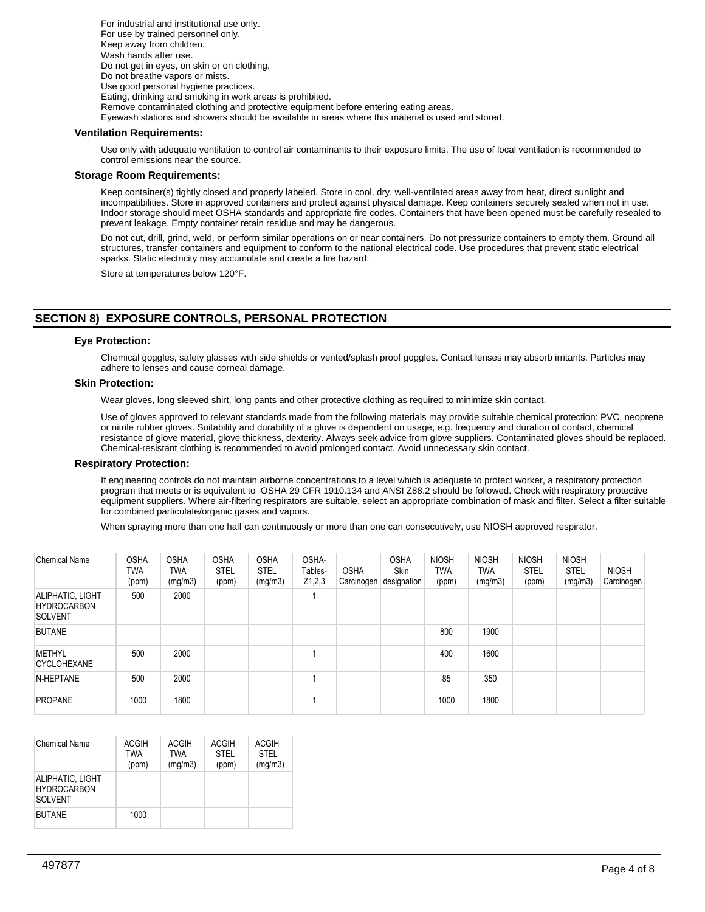For industrial and institutional use only.
For use by trained personnel only.
Keep away from children.
Wash hands after use.
Do not get in eyes, on skin or on clothing.
Do not breathe vapors or mists.
Use good personal hygiene practices.
Eating, drinking and smoking in work areas is prohibited.
Remove contaminated clothing and protective equipment before entering eating areas.
Eyewash stations and showers should be available in areas where this material is used and stored.

### Ventilation Requirements:

Use only with adequate ventilation to control air contaminants to their exposure limits. The use of local ventilation is recommended to control emissions near the source.

### Storage Room Requirements:

Keep container(s) tightly closed and properly labeled. Store in cool, dry, well-ventilated areas away from heat, direct sunlight and incompatibilities. Store in approved containers and protect against physical damage. Keep containers securely sealed when not in use. Indoor storage should meet OSHA standards and appropriate fire codes. Containers that have been opened must be carefully resealed to prevent leakage. Empty container retain residue and may be dangerous.

Do not cut, drill, grind, weld, or perform similar operations on or near containers. Do not pressurize containers to empty them. Ground all structures, transfer containers and equipment to conform to the national electrical code. Use procedures that prevent static electrical sparks. Static electricity may accumulate and create a fire hazard.

Store at temperatures below 120°F.

## SECTION 8) EXPOSURE CONTROLS, PERSONAL PROTECTION

### Eye Protection:

Chemical goggles, safety glasses with side shields or vented/splash proof goggles. Contact lenses may absorb irritants. Particles may adhere to lenses and cause corneal damage.

### Skin Protection:

Wear gloves, long sleeved shirt, long pants and other protective clothing as required to minimize skin contact.

Use of gloves approved to relevant standards made from the following materials may provide suitable chemical protection: PVC, neoprene or nitrile rubber gloves. Suitability and durability of a glove is dependent on usage, e.g. frequency and duration of contact, chemical resistance of glove material, glove thickness, dexterity. Always seek advice from glove suppliers. Contaminated gloves should be replaced. Chemical-resistant clothing is recommended to avoid prolonged contact. Avoid unnecessary skin contact.

### Respiratory Protection:

If engineering controls do not maintain airborne concentrations to a level which is adequate to protect worker, a respiratory protection program that meets or is equivalent to OSHA 29 CFR 1910.134 and ANSI Z88.2 should be followed. Check with respiratory protective equipment suppliers. Where air-filtering respirators are suitable, select an appropriate combination of mask and filter. Select a filter suitable for combined particulate/organic gases and vapors.

When spraying more than one half can continuously or more than one can consecutively, use NIOSH approved respirator.

| Chemical Name | OSHA TWA (ppm) | OSHA TWA (mg/m3) | OSHA STEL (ppm) | OSHA STEL (mg/m3) | OSHA- Tables- Z1,2,3 | OSHA Carcinogen | OSHA Skin designation | NIOSH TWA (ppm) | NIOSH TWA (mg/m3) | NIOSH STEL (ppm) | NIOSH STEL (mg/m3) | NIOSH Carcinogen |
|---|---|---|---|---|---|---|---|---|---|---|---|---|
| ALIPHATIC, LIGHT HYDROCARBON SOLVENT | 500 | 2000 | | | 1 | | | | | | | |
| BUTANE | | | | | | | | 800 | 1900 | | | |
| METHYL CYCLOHEXANE | 500 | 2000 | | | 1 | | | 400 | 1600 | | | |
| N-HEPTANE | 500 | 2000 | | | 1 | | | 85 | 350 | | | |
| PROPANE | 1000 | 1800 | | | 1 | | | 1000 | 1800 | | | |

| Chemical Name | ACGIH TWA (ppm) | ACGIH TWA (mg/m3) | ACGIH STEL (ppm) | ACGIH STEL (mg/m3) |
|---|---|---|---|---|
| ALIPHATIC, LIGHT HYDROCARBON SOLVENT | | | | |
| BUTANE | 1000 | | | |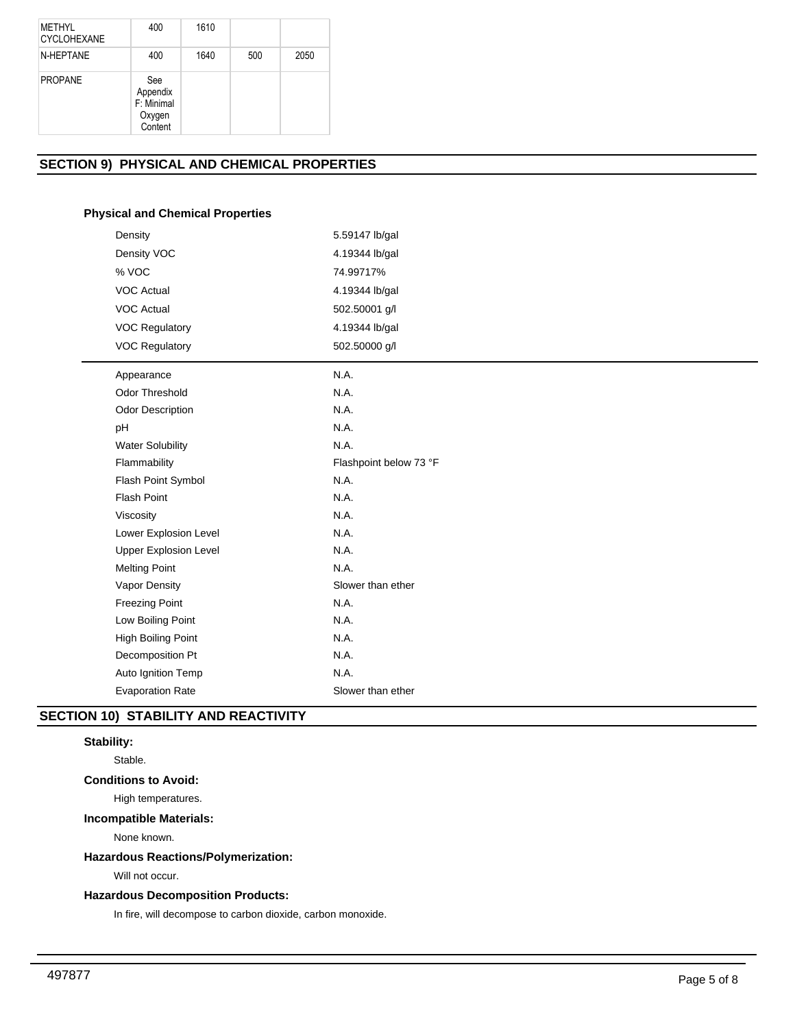| METHYL CYCLOHEXANE | 400 | 1610 | | |
|---|---|---|---|---|
| N-HEPTANE | 400 | 1640 | 500 | 2050 |
| PROPANE | See Appendix F: Minimal Oxygen Content | | | |

## SECTION 9) PHYSICAL AND CHEMICAL PROPERTIES

### Physical and Chemical Properties

| | |
|---|---|
| Density | 5.59147 lb/gal |
| Density VOC | 4.19344 lb/gal |
| % VOC | 74.99717% |
| VOC Actual | 4.19344 lb/gal |
| VOC Actual | 502.50001 g/l |
| VOC Regulatory | 4.19344 lb/gal |
| VOC Regulatory | 502.50000 g/l |

| | |
|---|---|
| Appearance | N.A. |
| Odor Threshold | N.A. |
| Odor Description | N.A. |
| pH | N.A. |
| Water Solubility | N.A. |
| Flammability | Flashpoint below 73 °F |
| Flash Point Symbol | N.A. |
| Flash Point | N.A. |
| Viscosity | N.A. |
| Lower Explosion Level | N.A. |
| Upper Explosion Level | N.A. |
| Melting Point | N.A. |
| Vapor Density | Slower than ether |
| Freezing Point | N.A. |
| Low Boiling Point | N.A. |
| High Boiling Point | N.A. |
| Decomposition Pt | N.A. |
| Auto Ignition Temp | N.A. |
| Evaporation Rate | Slower than ether |

## SECTION 10) STABILITY AND REACTIVITY

**Stability:**

Stable.

**Conditions to Avoid:**

High temperatures.

**Incompatible Materials:**

None known.

**Hazardous Reactions/Polymerization:**

Will not occur.

**Hazardous Decomposition Products:**

In fire, will decompose to carbon dioxide, carbon monoxide.

497877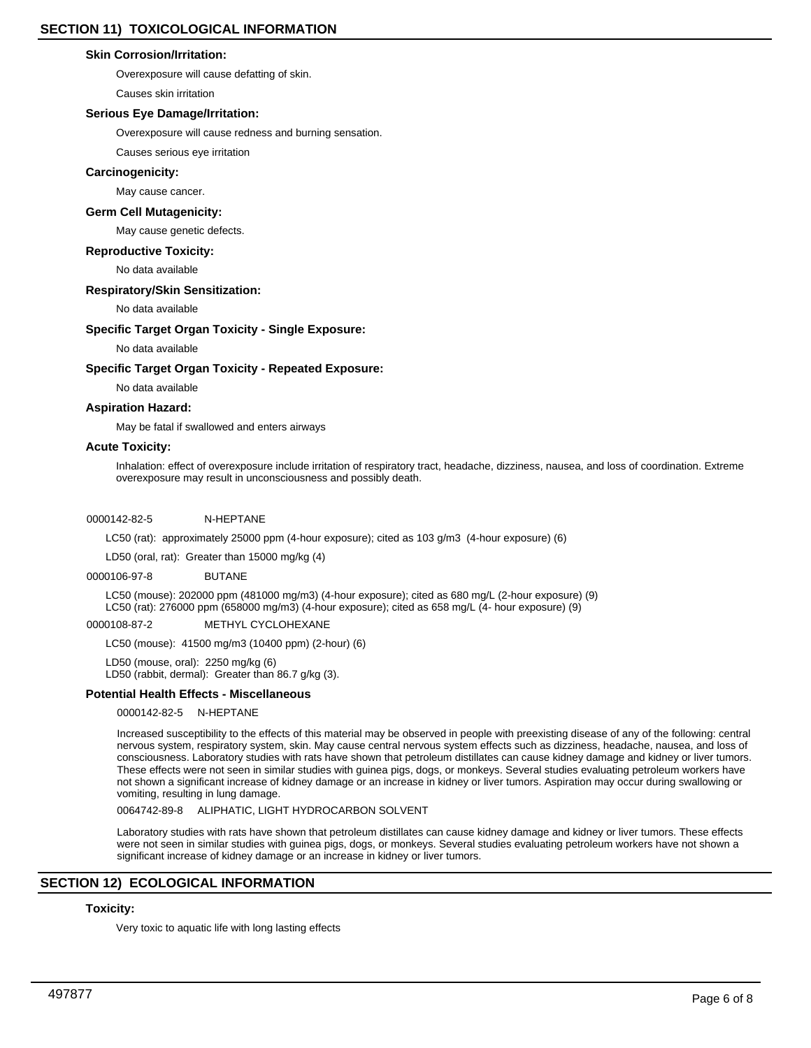## SECTION 11) TOXICOLOGICAL INFORMATION

**Skin Corrosion/Irritation:**

Overexposure will cause defatting of skin.

Causes skin irritation

**Serious Eye Damage/Irritation:**

Overexposure will cause redness and burning sensation.

Causes serious eye irritation

**Carcinogenicity:**

May cause cancer.

**Germ Cell Mutagenicity:**

May cause genetic defects.

**Reproductive Toxicity:**

No data available

**Respiratory/Skin Sensitization:**

No data available

**Specific Target Organ Toxicity - Single Exposure:**

No data available

**Specific Target Organ Toxicity - Repeated Exposure:**

No data available

**Aspiration Hazard:**

May be fatal if swallowed and enters airways

**Acute Toxicity:**

Inhalation: effect of overexposure include irritation of respiratory tract, headache, dizziness, nausea, and loss of coordination. Extreme overexposure may result in unconsciousness and possibly death.

0000142-82-5 N-HEPTANE

LC50 (rat): approximately 25000 ppm (4-hour exposure); cited as 103 g/m3 (4-hour exposure) (6)

LD50 (oral, rat): Greater than 15000 mg/kg (4)

0000106-97-8 BUTANE

LC50 (mouse): 202000 ppm (481000 mg/m3) (4-hour exposure); cited as 680 mg/L (2-hour exposure) (9)
LC50 (rat): 276000 ppm (658000 mg/m3) (4-hour exposure); cited as 658 mg/L (4- hour exposure) (9)

0000108-87-2 METHYL CYCLOHEXANE

LC50 (mouse): 41500 mg/m3 (10400 ppm) (2-hour) (6)

LD50 (mouse, oral): 2250 mg/kg (6)
LD50 (rabbit, dermal): Greater than 86.7 g/kg (3).

**Potential Health Effects - Miscellaneous**

0000142-82-5 N-HEPTANE

Increased susceptibility to the effects of this material may be observed in people with preexisting disease of any of the following: central nervous system, respiratory system, skin. May cause central nervous system effects such as dizziness, headache, nausea, and loss of consciousness. Laboratory studies with rats have shown that petroleum distillates can cause kidney damage and kidney or liver tumors. These effects were not seen in similar studies with guinea pigs, dogs, or monkeys. Several studies evaluating petroleum workers have not shown a significant increase of kidney damage or an increase in kidney or liver tumors. Aspiration may occur during swallowing or vomiting, resulting in lung damage.

0064742-89-8 ALIPHATIC, LIGHT HYDROCARBON SOLVENT

Laboratory studies with rats have shown that petroleum distillates can cause kidney damage and kidney or liver tumors. These effects were not seen in similar studies with guinea pigs, dogs, or monkeys. Several studies evaluating petroleum workers have not shown a significant increase of kidney damage or an increase in kidney or liver tumors.

## SECTION 12) ECOLOGICAL INFORMATION

**Toxicity:**

Very toxic to aquatic life with long lasting effects

497877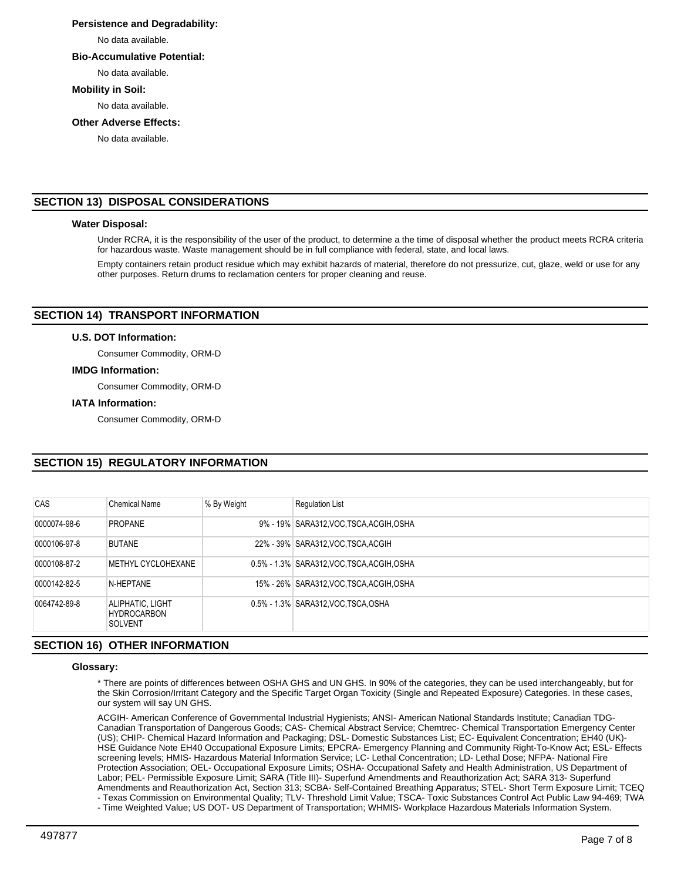### Persistence and Degradability:

No data available.

### Bio-Accumulative Potential:

No data available.

### Mobility in Soil:

No data available.

### Other Adverse Effects:

No data available.

## SECTION 13) DISPOSAL CONSIDERATIONS

### Water Disposal:

Under RCRA, it is the responsibility of the user of the product, to determine a the time of disposal whether the product meets RCRA criteria for hazardous waste. Waste management should be in full compliance with federal, state, and local laws.

Empty containers retain product residue which may exhibit hazards of material, therefore do not pressurize, cut, glaze, weld or use for any other purposes. Return drums to reclamation centers for proper cleaning and reuse.

## SECTION 14) TRANSPORT INFORMATION

### U.S. DOT Information:

Consumer Commodity, ORM-D

### IMDG Information:

Consumer Commodity, ORM-D

### IATA Information:

Consumer Commodity, ORM-D

## SECTION 15) REGULATORY INFORMATION

| CAS | Chemical Name | % By Weight | Regulation List |
|---|---|---|---|
| 0000074-98-6 | PROPANE | 9% - 19% | SARA312,VOC,TSCA,ACGIH,OSHA |
| 0000106-97-8 | BUTANE | 22% - 39% | SARA312,VOC,TSCA,ACGIH |
| 0000108-87-2 | METHYL CYCLOHEXANE | 0.5% - 1.3% | SARA312,VOC,TSCA,ACGIH,OSHA |
| 0000142-82-5 | N-HEPTANE | 15% - 26% | SARA312,VOC,TSCA,ACGIH,OSHA |
| 0064742-89-8 | ALIPHATIC, LIGHT HYDROCARBON SOLVENT | 0.5% - 1.3% | SARA312,VOC,TSCA,OSHA |

## SECTION 16) OTHER INFORMATION

### Glossary:

* There are points of differences between OSHA GHS and UN GHS. In 90% of the categories, they can be used interchangeably, but for the Skin Corrosion/Irritant Category and the Specific Target Organ Toxicity (Single and Repeated Exposure) Categories. In these cases, our system will say UN GHS.

ACGIH- American Conference of Governmental Industrial Hygienists; ANSI- American National Standards Institute; Canadian TDG- Canadian Transportation of Dangerous Goods; CAS- Chemical Abstract Service; Chemtrec- Chemical Transportation Emergency Center (US); CHIP- Chemical Hazard Information and Packaging; DSL- Domestic Substances List; EC- Equivalent Concentration; EH40 (UK)- HSE Guidance Note EH40 Occupational Exposure Limits; EPCRA- Emergency Planning and Community Right-To-Know Act; ESL- Effects screening levels; HMIS- Hazardous Material Information Service; LC- Lethal Concentration; LD- Lethal Dose; NFPA- National Fire Protection Association; OEL- Occupational Exposure Limits; OSHA- Occupational Safety and Health Administration, US Department of Labor; PEL- Permissible Exposure Limit; SARA (Title III)- Superfund Amendments and Reauthorization Act; SARA 313- Superfund Amendments and Reauthorization Act, Section 313; SCBA- Self-Contained Breathing Apparatus; STEL- Short Term Exposure Limit; TCEQ - Texas Commission on Environmental Quality; TLV- Threshold Limit Value; TSCA- Toxic Substances Control Act Public Law 94-469; TWA - Time Weighted Value; US DOT- US Department of Transportation; WHMIS- Workplace Hazardous Materials Information System.

497877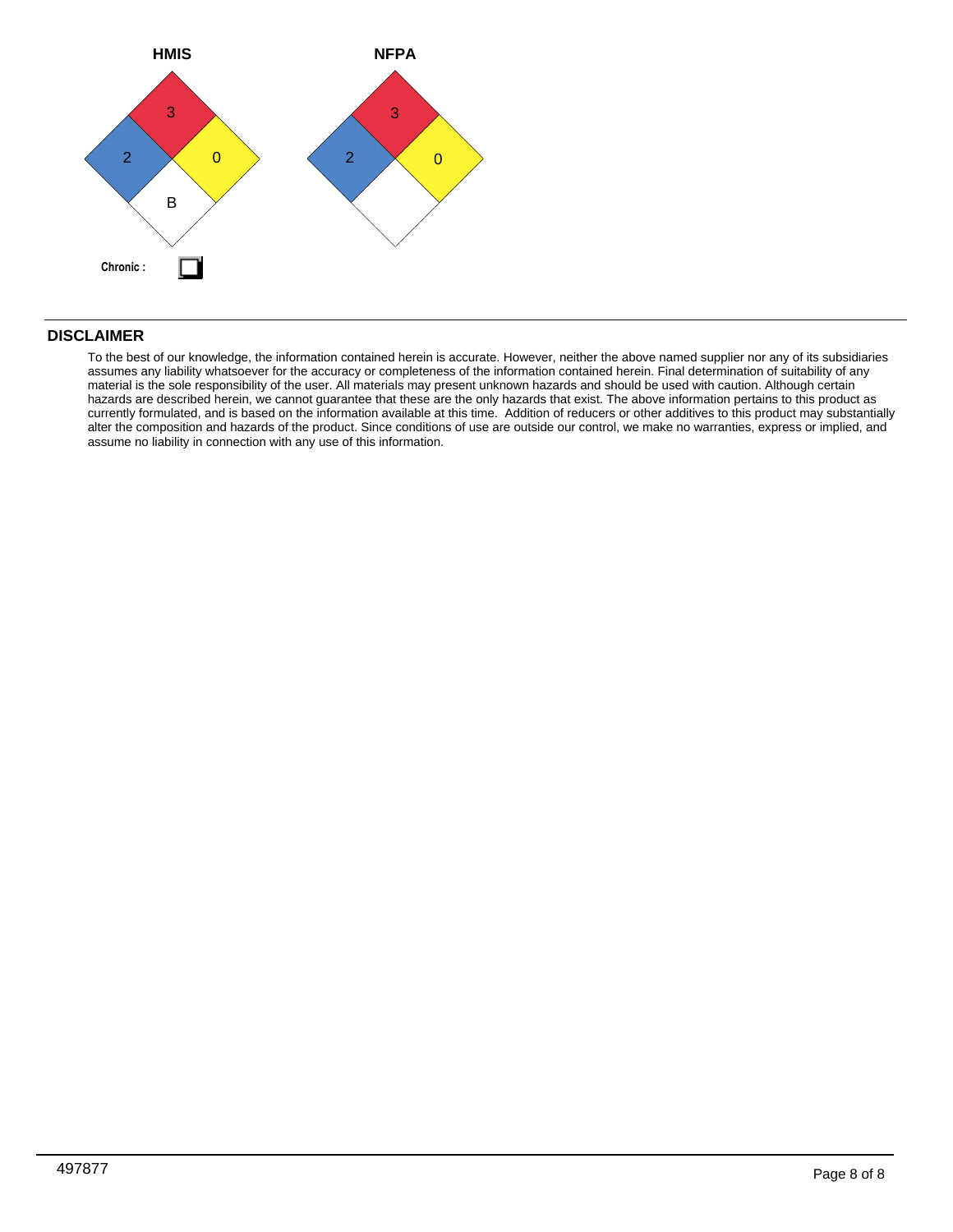**HMIS**

3

2 0

B

Chronic :

**NFPA**

3

2 0

## DISCLAIMER

To the best of our knowledge, the information contained herein is accurate. However, neither the above named supplier nor any of its subsidiaries assumes any liability whatsoever for the accuracy or completeness of the information contained herein. Final determination of suitability of any material is the sole responsibility of the user. All materials may present unknown hazards and should be used with caution. Although certain hazards are described herein, we cannot guarantee that these are the only hazards that exist. The above information pertains to this product as currently formulated, and is based on the information available at this time. Addition of reducers or other additives to this product may substantially alter the composition and hazards of the product. Since conditions of use are outside our control, we make no warranties, express or implied, and assume no liability in connection with any use of this information.

497877